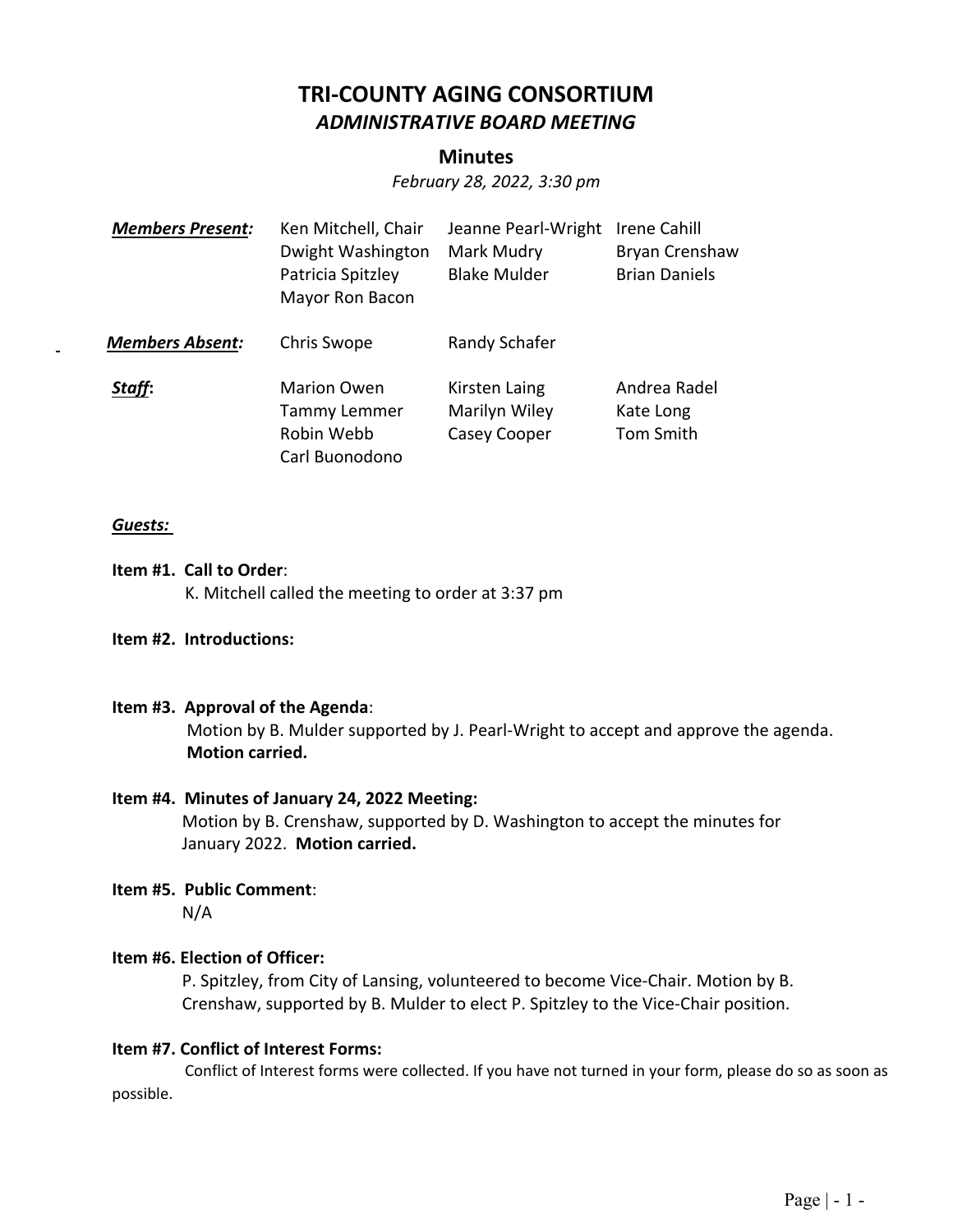# TRI-COUNTY AGING CONSORTIUM

## *ADMINISTRATIVE BOARD MEETING*

### Minutes

*February 28, 2022, 3:30 pm*

| | | | |
|---|---|---|---|
| ***Members Present:*** | Ken Mitchell, Chair | Jeanne Pearl-Wright | Irene Cahill |
| | Dwight Washington | Mark Mudry | Bryan Crenshaw |
| | Patricia Spitzley | Blake Mulder | Brian Daniels |
| | Mayor Ron Bacon | | |
| ***Members Absent:*** | Chris Swope | Randy Schafer | |
| ***Staff*:** | Marion Owen | Kirsten Laing | Andrea Radel |
| | Tammy Lemmer | Marilyn Wiley | Kate Long |
| | Robin Webb | Casey Cooper | Tom Smith |
| | Carl Buonodono | | |

***Guests:***

**Item #1. Call to Order**:
K. Mitchell called the meeting to order at 3:37 pm

**Item #2. Introductions:**

**Item #3. Approval of the Agenda**:
Motion by B. Mulder supported by J. Pearl-Wright to accept and approve the agenda. **Motion carried.**

**Item #4. Minutes of January 24, 2022 Meeting:**
Motion by B. Crenshaw, supported by D. Washington to accept the minutes for January 2022. **Motion carried.**

**Item #5. Public Comment**:
N/A

**Item #6. Election of Officer:**
P. Spitzley, from City of Lansing, volunteered to become Vice-Chair. Motion by B. Crenshaw, supported by B. Mulder to elect P. Spitzley to the Vice-Chair position.

**Item #7. Conflict of Interest Forms:**
Conflict of Interest forms were collected. If you have not turned in your form, please do so as soon as possible.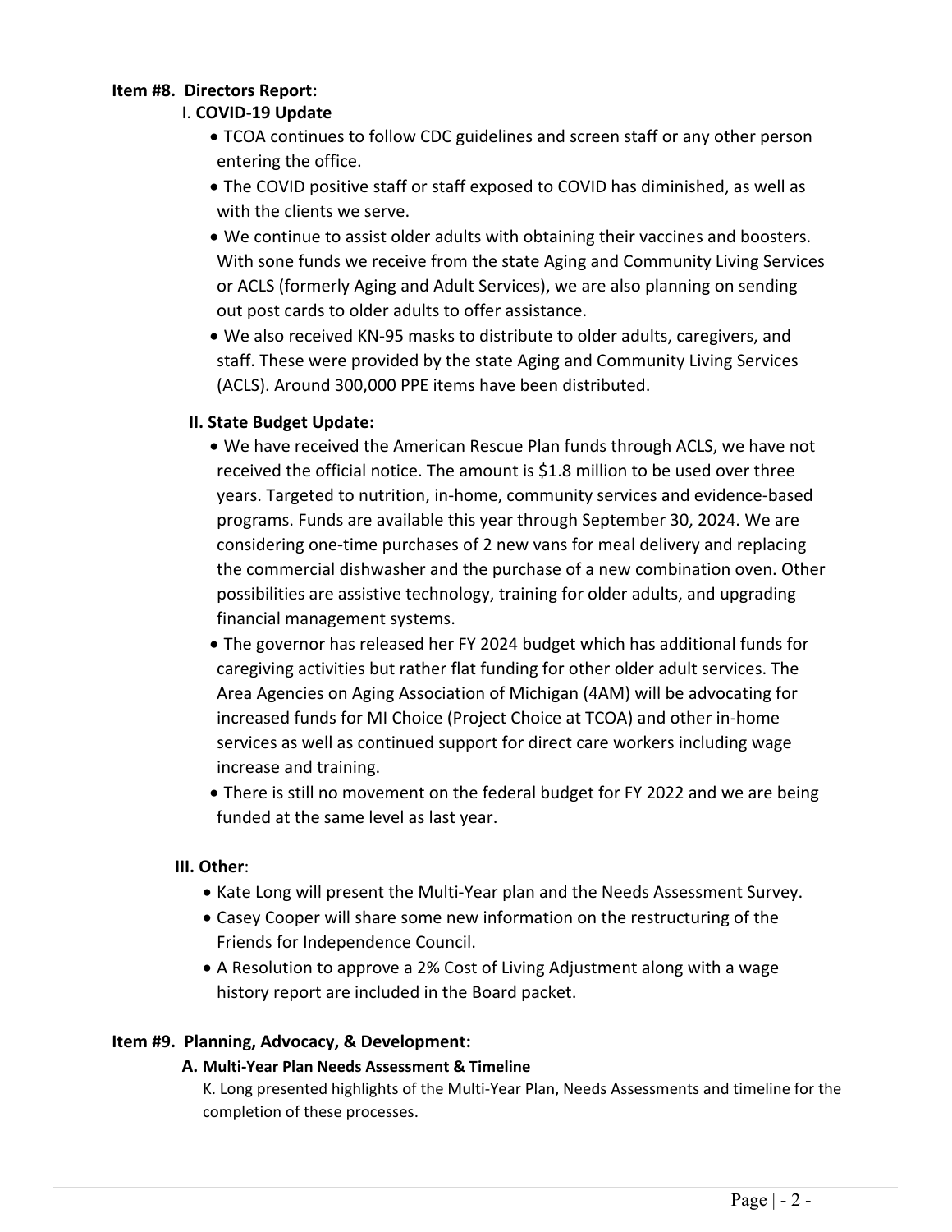**Item #8. Directors Report:**

I. **COVID-19 Update**

- TCOA continues to follow CDC guidelines and screen staff or any other person entering the office.
- The COVID positive staff or staff exposed to COVID has diminished, as well as with the clients we serve.
- We continue to assist older adults with obtaining their vaccines and boosters. With sone funds we receive from the state Aging and Community Living Services or ACLS (formerly Aging and Adult Services), we are also planning on sending out post cards to older adults to offer assistance.
- We also received KN-95 masks to distribute to older adults, caregivers, and staff. These were provided by the state Aging and Community Living Services (ACLS). Around 300,000 PPE items have been distributed.

**II. State Budget Update:**

- We have received the American Rescue Plan funds through ACLS, we have not received the official notice. The amount is $1.8 million to be used over three years. Targeted to nutrition, in-home, community services and evidence-based programs. Funds are available this year through September 30, 2024. We are considering one-time purchases of 2 new vans for meal delivery and replacing the commercial dishwasher and the purchase of a new combination oven. Other possibilities are assistive technology, training for older adults, and upgrading financial management systems.
- The governor has released her FY 2024 budget which has additional funds for caregiving activities but rather flat funding for other older adult services. The Area Agencies on Aging Association of Michigan (4AM) will be advocating for increased funds for MI Choice (Project Choice at TCOA) and other in-home services as well as continued support for direct care workers including wage increase and training.
- There is still no movement on the federal budget for FY 2022 and we are being funded at the same level as last year.

**III. Other**:

- Kate Long will present the Multi-Year plan and the Needs Assessment Survey.
- Casey Cooper will share some new information on the restructuring of the Friends for Independence Council.
- A Resolution to approve a 2% Cost of Living Adjustment along with a wage history report are included in the Board packet.

**Item #9. Planning, Advocacy, & Development:**

**A. Multi-Year Plan Needs Assessment & Timeline**

K. Long presented highlights of the Multi-Year Plan, Needs Assessments and timeline for the completion of these processes.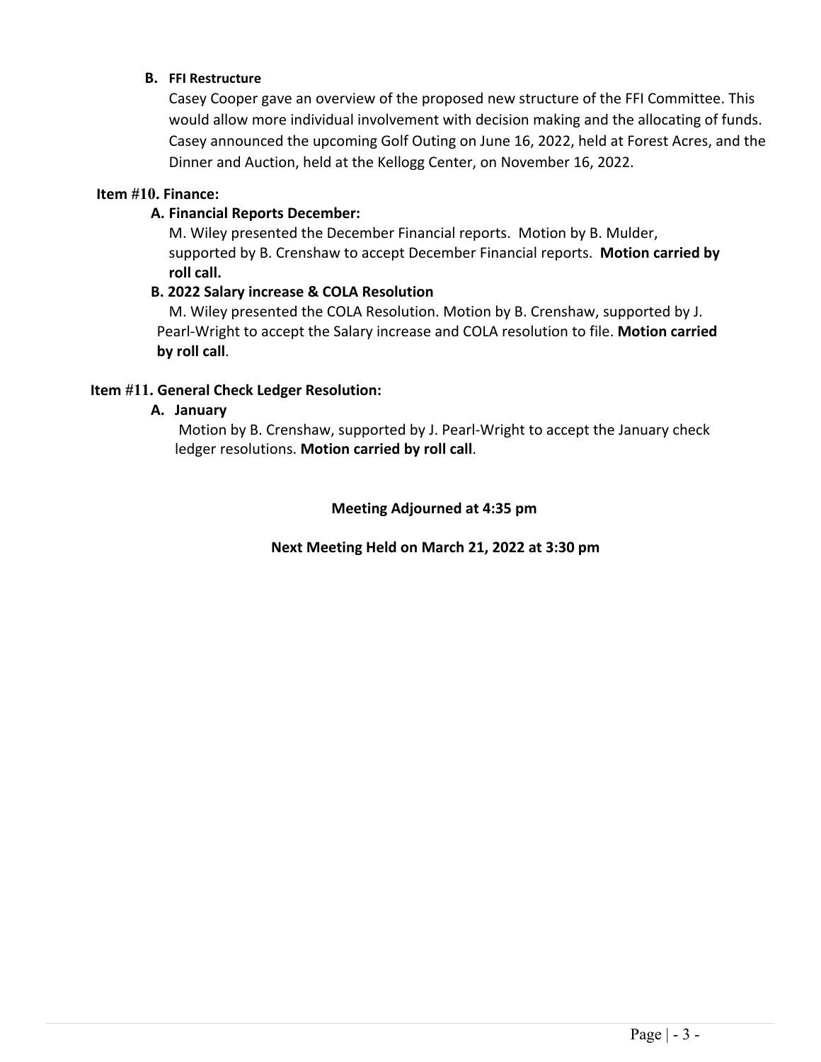**B. FFI Restructure**

Casey Cooper gave an overview of the proposed new structure of the FFI Committee. This would allow more individual involvement with decision making and the allocating of funds. Casey announced the upcoming Golf Outing on June 16, 2022, held at Forest Acres, and the Dinner and Auction, held at the Kellogg Center, on November 16, 2022.

**Item #10. Finance:**

**A. Financial Reports December:**

M. Wiley presented the December Financial reports. Motion by B. Mulder, supported by B. Crenshaw to accept December Financial reports. **Motion carried by roll call.**

**B. 2022 Salary increase & COLA Resolution**

M. Wiley presented the COLA Resolution. Motion by B. Crenshaw, supported by J. Pearl-Wright to accept the Salary increase and COLA resolution to file. **Motion carried by roll call**.

**Item #11. General Check Ledger Resolution:**

**A. January**

Motion by B. Crenshaw, supported by J. Pearl-Wright to accept the January check ledger resolutions. **Motion carried by roll call**.

**Meeting Adjourned at 4:35 pm**

**Next Meeting Held on March 21, 2022 at 3:30 pm**